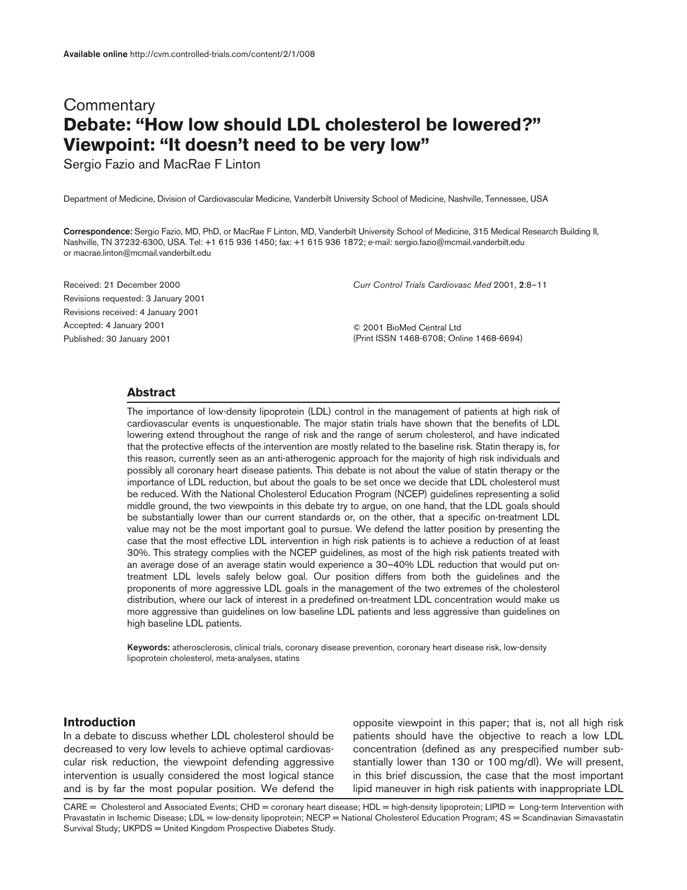Available online http://cvm.controlled-trials.com/content/2/1/008

Commentary

# Debate: "How low should LDL cholesterol be lowered?" Viewpoint: "It doesn't need to be very low"

Sergio Fazio and MacRae F Linton

Department of Medicine, Division of Cardiovascular Medicine, Vanderbilt University School of Medicine, Nashville, Tennessee, USA

**Correspondence:** Sergio Fazio, MD, PhD, or MacRae F Linton, MD, Vanderbilt University School of Medicine, 315 Medical Research Building II, Nashville, TN 37232-6300, USA. Tel: +1 615 936 1450; fax: +1 615 936 1872; e-mail: sergio.fazio@mcmail.vanderbilt.edu or macrae.linton@mcmail.vanderbilt.edu

Received: 21 December 2000
Revisions requested: 3 January 2001
Revisions received: 4 January 2001
Accepted: 4 January 2001
Published: 30 January 2001

*Curr Control Trials Cardiovasc Med* 2001, **2**:8–11

© 2001 BioMed Central Ltd
(Print ISSN 1468-6708; Online 1468-6694)

## Abstract

The importance of low-density lipoprotein (LDL) control in the management of patients at high risk of cardiovascular events is unquestionable. The major statin trials have shown that the benefits of LDL lowering extend throughout the range of risk and the range of serum cholesterol, and have indicated that the protective effects of the intervention are mostly related to the baseline risk. Statin therapy is, for this reason, currently seen as an anti-atherogenic approach for the majority of high risk individuals and possibly all coronary heart disease patients. This debate is not about the value of statin therapy or the importance of LDL reduction, but about the goals to be set once we decide that LDL cholesterol must be reduced. With the National Cholesterol Education Program (NCEP) guidelines representing a solid middle ground, the two viewpoints in this debate try to argue, on one hand, that the LDL goals should be substantially lower than our current standards or, on the other, that a specific on-treatment LDL value may not be the most important goal to pursue. We defend the latter position by presenting the case that the most effective LDL intervention in high risk patients is to achieve a reduction of at least 30%. This strategy complies with the NCEP guidelines, as most of the high risk patients treated with an average dose of an average statin would experience a 30–40% LDL reduction that would put on-treatment LDL levels safely below goal. Our position differs from both the guidelines and the proponents of more aggressive LDL goals in the management of the two extremes of the cholesterol distribution, where our lack of interest in a predefined on-treatment LDL concentration would make us more aggressive than guidelines on low baseline LDL patients and less aggressive than guidelines on high baseline LDL patients.

**Keywords:** atherosclerosis, clinical trials, coronary disease prevention, coronary heart disease risk, low-density lipoprotein cholesterol, meta-analyses, statins

## Introduction

In a debate to discuss whether LDL cholesterol should be decreased to very low levels to achieve optimal cardiovascular risk reduction, the viewpoint defending aggressive intervention is usually considered the most logical stance and is by far the most popular position. We defend the opposite viewpoint in this paper; that is, not all high risk patients should have the objective to reach a low LDL concentration (defined as any prespecified number substantially lower than 130 or 100 mg/dl). We will present, in this brief discussion, the case that the most important lipid maneuver in high risk patients with inappropriate LDL

CARE = Cholesterol and Associated Events; CHD = coronary heart disease; HDL = high-density lipoprotein; LIPID = Long-term Intervention with Pravastatin in Ischemic Disease; LDL = low-density lipoprotein; NECP = National Cholesterol Education Program; 4S = Scandinavian Simavastatin Survival Study; UKPDS = United Kingdom Prospective Diabetes Study.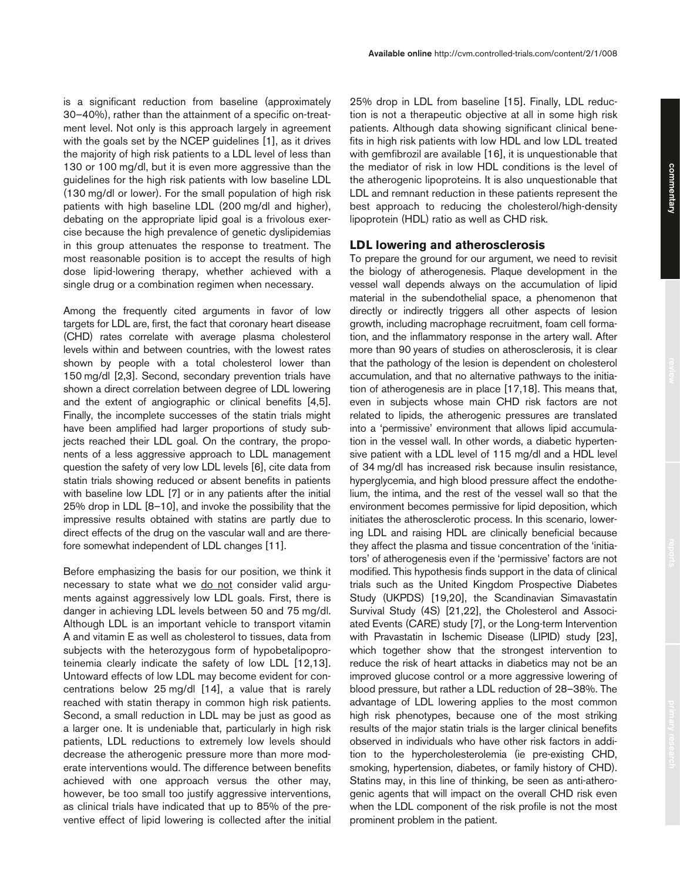is a significant reduction from baseline (approximately 30–40%), rather than the attainment of a specific on-treatment level. Not only is this approach largely in agreement with the goals set by the NCEP guidelines [1], as it drives the majority of high risk patients to a LDL level of less than 130 or 100 mg/dl, but it is even more aggressive than the guidelines for the high risk patients with low baseline LDL (130 mg/dl or lower). For the small population of high risk patients with high baseline LDL (200 mg/dl and higher), debating on the appropriate lipid goal is a frivolous exercise because the high prevalence of genetic dyslipidemias in this group attenuates the response to treatment. The most reasonable position is to accept the results of high dose lipid-lowering therapy, whether achieved with a single drug or a combination regimen when necessary.

Among the frequently cited arguments in favor of low targets for LDL are, first, the fact that coronary heart disease (CHD) rates correlate with average plasma cholesterol levels within and between countries, with the lowest rates shown by people with a total cholesterol lower than 150 mg/dl [2,3]. Second, secondary prevention trials have shown a direct correlation between degree of LDL lowering and the extent of angiographic or clinical benefits [4,5]. Finally, the incomplete successes of the statin trials might have been amplified had larger proportions of study subjects reached their LDL goal. On the contrary, the proponents of a less aggressive approach to LDL management question the safety of very low LDL levels [6], cite data from statin trials showing reduced or absent benefits in patients with baseline low LDL [7] or in any patients after the initial 25% drop in LDL [8–10], and invoke the possibility that the impressive results obtained with statins are partly due to direct effects of the drug on the vascular wall and are therefore somewhat independent of LDL changes [11].

Before emphasizing the basis for our position, we think it necessary to state what we <u>do not</u> consider valid arguments against aggressively low LDL goals. First, there is danger in achieving LDL levels between 50 and 75 mg/dl. Although LDL is an important vehicle to transport vitamin A and vitamin E as well as cholesterol to tissues, data from subjects with the heterozygous form of hypobetalipoproteinemia clearly indicate the safety of low LDL [12,13]. Untoward effects of low LDL may become evident for concentrations below 25 mg/dl [14], a value that is rarely reached with statin therapy in common high risk patients. Second, a small reduction in LDL may be just as good as a larger one. It is undeniable that, particularly in high risk patients, LDL reductions to extremely low levels should decrease the atherogenic pressure more than more moderate interventions would. The difference between benefits achieved with one approach versus the other may, however, be too small too justify aggressive interventions, as clinical trials have indicated that up to 85% of the preventive effect of lipid lowering is collected after the initial 25% drop in LDL from baseline [15]. Finally, LDL reduction is not a therapeutic objective at all in some high risk patients. Although data showing significant clinical benefits in high risk patients with low HDL and low LDL treated with gemfibrozil are available [16], it is unquestionable that the mediator of risk in low HDL conditions is the level of the atherogenic lipoproteins. It is also unquestionable that LDL and remnant reduction in these patients represent the best approach to reducing the cholesterol/high-density lipoprotein (HDL) ratio as well as CHD risk.

## LDL lowering and atherosclerosis

To prepare the ground for our argument, we need to revisit the biology of atherogenesis. Plaque development in the vessel wall depends always on the accumulation of lipid material in the subendothelial space, a phenomenon that directly or indirectly triggers all other aspects of lesion growth, including macrophage recruitment, foam cell formation, and the inflammatory response in the artery wall. After more than 90 years of studies on atherosclerosis, it is clear that the pathology of the lesion is dependent on cholesterol accumulation, and that no alternative pathways to the initiation of atherogenesis are in place [17,18]. This means that, even in subjects whose main CHD risk factors are not related to lipids, the atherogenic pressures are translated into a 'permissive' environment that allows lipid accumulation in the vessel wall. In other words, a diabetic hypertensive patient with a LDL level of 115 mg/dl and a HDL level of 34 mg/dl has increased risk because insulin resistance, hyperglycemia, and high blood pressure affect the endothelium, the intima, and the rest of the vessel wall so that the environment becomes permissive for lipid deposition, which initiates the atherosclerotic process. In this scenario, lowering LDL and raising HDL are clinically beneficial because they affect the plasma and tissue concentration of the 'initiators' of atherogenesis even if the 'permissive' factors are not modified. This hypothesis finds support in the data of clinical trials such as the United Kingdom Prospective Diabetes Study (UKPDS) [19,20], the Scandinavian Simavastatin Survival Study (4S) [21,22], the Cholesterol and Associated Events (CARE) study [7], or the Long-term Intervention with Pravastatin in Ischemic Disease (LIPID) study [23], which together show that the strongest intervention to reduce the risk of heart attacks in diabetics may not be an improved glucose control or a more aggressive lowering of blood pressure, but rather a LDL reduction of 28–38%. The advantage of LDL lowering applies to the most common high risk phenotypes, because one of the most striking results of the major statin trials is the larger clinical benefits observed in individuals who have other risk factors in addition to the hypercholesterolemia (ie pre-existing CHD, smoking, hypertension, diabetes, or family history of CHD). Statins may, in this line of thinking, be seen as anti-atherogenic agents that will impact on the overall CHD risk even when the LDL component of the risk profile is not the most prominent problem in the patient.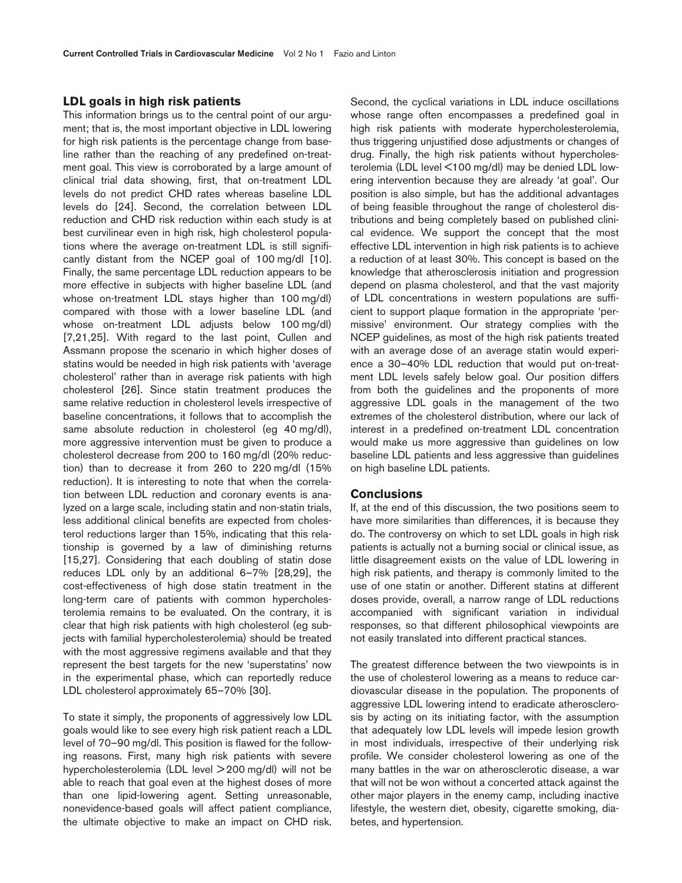## LDL goals in high risk patients

This information brings us to the central point of our argument; that is, the most important objective in LDL lowering for high risk patients is the percentage change from baseline rather than the reaching of any predefined on-treatment goal. This view is corroborated by a large amount of clinical trial data showing, first, that on-treatment LDL levels do not predict CHD rates whereas baseline LDL levels do [24]. Second, the correlation between LDL reduction and CHD risk reduction within each study is at best curvilinear even in high risk, high cholesterol populations where the average on-treatment LDL is still significantly distant from the NCEP goal of 100 mg/dl [10]. Finally, the same percentage LDL reduction appears to be more effective in subjects with higher baseline LDL (and whose on-treatment LDL stays higher than 100 mg/dl) compared with those with a lower baseline LDL (and whose on-treatment LDL adjusts below 100 mg/dl) [7,21,25]. With regard to the last point, Cullen and Assmann propose the scenario in which higher doses of statins would be needed in high risk patients with 'average cholesterol' rather than in average risk patients with high cholesterol [26]. Since statin treatment produces the same relative reduction in cholesterol levels irrespective of baseline concentrations, it follows that to accomplish the same absolute reduction in cholesterol (eg 40 mg/dl), more aggressive intervention must be given to produce a cholesterol decrease from 200 to 160 mg/dl (20% reduction) than to decrease it from 260 to 220 mg/dl (15% reduction). It is interesting to note that when the correlation between LDL reduction and coronary events is analyzed on a large scale, including statin and non-statin trials, less additional clinical benefits are expected from cholesterol reductions larger than 15%, indicating that this relationship is governed by a law of diminishing returns [15,27]. Considering that each doubling of statin dose reduces LDL only by an additional 6–7% [28,29], the cost-effectiveness of high dose statin treatment in the long-term care of patients with common hypercholesterolemia remains to be evaluated. On the contrary, it is clear that high risk patients with high cholesterol (eg subjects with familial hypercholesterolemia) should be treated with the most aggressive regimens available and that they represent the best targets for the new 'superstatins' now in the experimental phase, which can reportedly reduce LDL cholesterol approximately 65–70% [30].

To state it simply, the proponents of aggressively low LDL goals would like to see every high risk patient reach a LDL level of 70–90 mg/dl. This position is flawed for the following reasons. First, many high risk patients with severe hypercholesterolemia (LDL level >200 mg/dl) will not be able to reach that goal even at the highest doses of more than one lipid-lowering agent. Setting unreasonable, nonevidence-based goals will affect patient compliance, the ultimate objective to make an impact on CHD risk. Second, the cyclical variations in LDL induce oscillations whose range often encompasses a predefined goal in high risk patients with moderate hypercholesterolemia, thus triggering unjustified dose adjustments or changes of drug. Finally, the high risk patients without hypercholesterolemia (LDL level <100 mg/dl) may be denied LDL lowering intervention because they are already 'at goal'. Our position is also simple, but has the additional advantages of being feasible throughout the range of cholesterol distributions and being completely based on published clinical evidence. We support the concept that the most effective LDL intervention in high risk patients is to achieve a reduction of at least 30%. This concept is based on the knowledge that atherosclerosis initiation and progression depend on plasma cholesterol, and that the vast majority of LDL concentrations in western populations are sufficient to support plaque formation in the appropriate 'permissive' environment. Our strategy complies with the NCEP guidelines, as most of the high risk patients treated with an average dose of an average statin would experience a 30–40% LDL reduction that would put on-treatment LDL levels safely below goal. Our position differs from both the guidelines and the proponents of more aggressive LDL goals in the management of the two extremes of the cholesterol distribution, where our lack of interest in a predefined on-treatment LDL concentration would make us more aggressive than guidelines on low baseline LDL patients and less aggressive than guidelines on high baseline LDL patients.

## Conclusions

If, at the end of this discussion, the two positions seem to have more similarities than differences, it is because they do. The controversy on which to set LDL goals in high risk patients is actually not a burning social or clinical issue, as little disagreement exists on the value of LDL lowering in high risk patients, and therapy is commonly limited to the use of one statin or another. Different statins at different doses provide, overall, a narrow range of LDL reductions accompanied with significant variation in individual responses, so that different philosophical viewpoints are not easily translated into different practical stances.

The greatest difference between the two viewpoints is in the use of cholesterol lowering as a means to reduce cardiovascular disease in the population. The proponents of aggressive LDL lowering intend to eradicate atherosclerosis by acting on its initiating factor, with the assumption that adequately low LDL levels will impede lesion growth in most individuals, irrespective of their underlying risk profile. We consider cholesterol lowering as one of the many battles in the war on atherosclerotic disease, a war that will not be won without a concerted attack against the other major players in the enemy camp, including inactive lifestyle, the western diet, obesity, cigarette smoking, diabetes, and hypertension.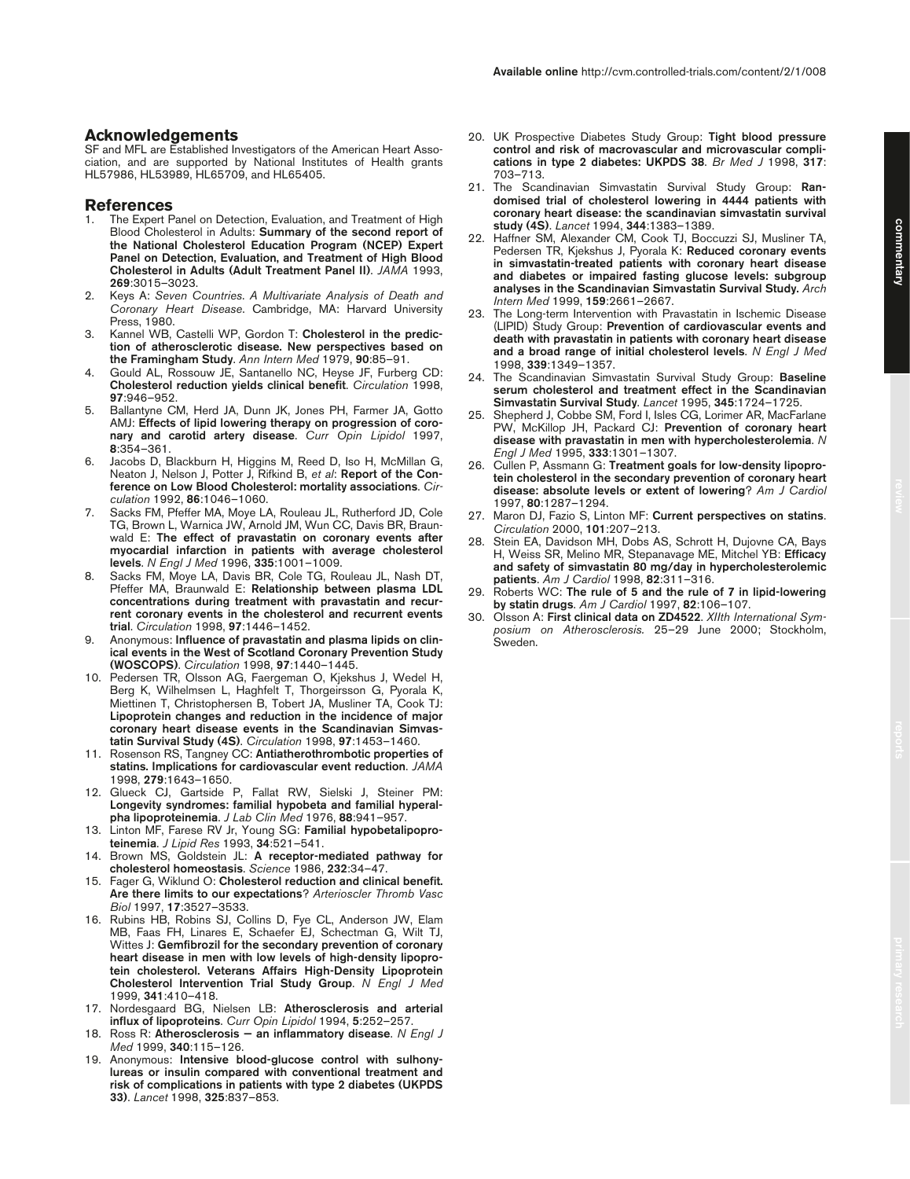## Acknowledgements

SF and MFL are Established Investigators of the American Heart Association, and are supported by National Institutes of Health grants HL57986, HL53989, HL65709, and HL65405.

## References

1. The Expert Panel on Detection, Evaluation, and Treatment of High Blood Cholesterol in Adults: **Summary of the second report of the National Cholesterol Education Program (NCEP) Expert Panel on Detection, Evaluation, and Treatment of High Blood Cholesterol in Adults (Adult Treatment Panel II)**. *JAMA* 1993, **269**:3015–3023.
2. Keys A: *Seven Countries. A Multivariate Analysis of Death and Coronary Heart Disease*. Cambridge, MA: Harvard University Press, 1980.
3. Kannel WB, Castelli WP, Gordon T: **Cholesterol in the prediction of atherosclerotic disease. New perspectives based on the Framingham Study**. *Ann Intern Med* 1979, **90**:85–91.
4. Gould AL, Rossouw JE, Santanello NC, Heyse JF, Furberg CD: **Cholesterol reduction yields clinical benefit**. *Circulation* 1998, **97**:946–952.
5. Ballantyne CM, Herd JA, Dunn JK, Jones PH, Farmer JA, Gotto AMJ: **Effects of lipid lowering therapy on progression of coronary and carotid artery disease**. *Curr Opin Lipidol* 1997, **8**:354–361.
6. Jacobs D, Blackburn H, Higgins M, Reed D, Iso H, McMillan G, Neaton J, Nelson J, Potter J, Rifkind B, *et al*: **Report of the Conference on Low Blood Cholesterol: mortality associations**. *Circulation* 1992, **86**:1046–1060.
7. Sacks FM, Pfeffer MA, Moye LA, Rouleau JL, Rutherford JD, Cole TG, Brown L, Warnica JW, Arnold JM, Wun CC, Davis BR, Braunwald E: **The effect of pravastatin on coronary events after myocardial infarction in patients with average cholesterol levels**. *N Engl J Med* 1996, **335**:1001–1009.
8. Sacks FM, Moye LA, Davis BR, Cole TG, Rouleau JL, Nash DT, Pfeffer MA, Braunwald E: **Relationship between plasma LDL concentrations during treatment with pravastatin and recurrent coronary events in the cholesterol and recurrent events trial**. *Circulation* 1998, **97**:1446–1452.
9. Anonymous: **Influence of pravastatin and plasma lipids on clinical events in the West of Scotland Coronary Prevention Study (WOSCOPS)**. *Circulation* 1998, **97**:1440–1445.
10. Pedersen TR, Olsson AG, Faergeman O, Kjekshus J, Wedel H, Berg K, Wilhelmsen L, Haghfelt T, Thorgeirsson G, Pyorala K, Miettinen T, Christophersen B, Tobert JA, Musliner TA, Cook TJ: **Lipoprotein changes and reduction in the incidence of major coronary heart disease events in the Scandinavian Simvastatin Survival Study (4S)**. *Circulation* 1998, **97**:1453–1460.
11. Rosenson RS, Tangney CC: **Antiatherothrombotic properties of statins. Implications for cardiovascular event reduction**. *JAMA* 1998, **279**:1643–1650.
12. Glueck CJ, Gartside P, Fallat RW, Sielski J, Steiner PM: **Longevity syndromes: familial hypobeta and familial hyperalpha lipoproteinemia**. *J Lab Clin Med* 1976, **88**:941–957.
13. Linton MF, Farese RV Jr, Young SG: **Familial hypobetalipoproteinemia**. *J Lipid Res* 1993, **34**:521–541.
14. Brown MS, Goldstein JL: **A receptor-mediated pathway for cholesterol homeostasis**. *Science* 1986, **232**:34–47.
15. Fager G, Wiklund O: **Cholesterol reduction and clinical benefit. Are there limits to our expectations**? *Arterioscler Thromb Vasc Biol* 1997, **17**:3527–3533.
16. Rubins HB, Robins SJ, Collins D, Fye CL, Anderson JW, Elam MB, Faas FH, Linares E, Schaefer EJ, Schectman G, Wilt TJ, Wittes J: **Gemfibrozil for the secondary prevention of coronary heart disease in men with low levels of high-density lipoprotein cholesterol. Veterans Affairs High-Density Lipoprotein Cholesterol Intervention Trial Study Group**. *N Engl J Med* 1999, **341**:410–418.
17. Nordesgaard BG, Nielsen LB: **Atherosclerosis and arterial influx of lipoproteins**. *Curr Opin Lipidol* 1994, **5**:252–257.
18. Ross R: **Atherosclerosis — an inflammatory disease**. *N Engl J Med* 1999, **340**:115–126.
19. Anonymous: **Intensive blood-glucose control with sulhonylureas or insulin compared with conventional treatment and risk of complications in patients with type 2 diabetes (UKPDS 33)**. *Lancet* 1998, **325**:837–853.
20. UK Prospective Diabetes Study Group: **Tight blood pressure control and risk of macrovascular and microvascular complications in type 2 diabetes: UKPDS 38**. *Br Med J* 1998, **317**: 703–713.
21. The Scandinavian Simvastatin Survival Study Group: **Randomised trial of cholesterol lowering in 4444 patients with coronary heart disease: the scandinavian simvastatin survival study (4S)**. *Lancet* 1994, **344**:1383–1389.
22. Haffner SM, Alexander CM, Cook TJ, Boccuzzi SJ, Musliner TA, Pedersen TR, Kjekshus J, Pyorala K: **Reduced coronary events in simvastatin-treated patients with coronary heart disease and diabetes or impaired fasting glucose levels: subgroup analyses in the Scandinavian Simvastatin Survival Study.** *Arch Intern Med* 1999, **159**:2661–2667.
23. The Long-term Intervention with Pravastatin in Ischemic Disease (LIPID) Study Group: **Prevention of cardiovascular events and death with pravastatin in patients with coronary heart disease and a broad range of initial cholesterol levels**. *N Engl J Med* 1998, **339**:1349–1357.
24. The Scandinavian Simvastatin Survival Study Group: **Baseline serum cholesterol and treatment effect in the Scandinavian Simvastatin Survival Study**. *Lancet* 1995, **345**:1724–1725.
25. Shepherd J, Cobbe SM, Ford I, Isles CG, Lorimer AR, MacFarlane PW, McKillop JH, Packard CJ: **Prevention of coronary heart disease with pravastatin in men with hypercholesterolemia**. *N Engl J Med* 1995, **333**:1301–1307.
26. Cullen P, Assmann G: **Treatment goals for low-density lipoprotein cholesterol in the secondary prevention of coronary heart disease: absolute levels or extent of lowering**? *Am J Cardiol* 1997, **80**:1287–1294.
27. Maron DJ, Fazio S, Linton MF: **Current perspectives on statins**. *Circulation* 2000, **101**:207–213.
28. Stein EA, Davidson MH, Dobs AS, Schrott H, Dujovne CA, Bays H, Weiss SR, Melino MR, Stepanavage ME, Mitchel YB: **Efficacy and safety of simvastatin 80 mg/day in hypercholesterolemic patients**. *Am J Cardiol* 1998, **82**:311–316.
29. Roberts WC: **The rule of 5 and the rule of 7 in lipid-lowering by statin drugs**. *Am J Cardiol* 1997, **82**:106–107.
30. Olsson A: **First clinical data on ZD4522**. *XIIth International Symposium on Atherosclerosis*. 25–29 June 2000; Stockholm, Sweden.